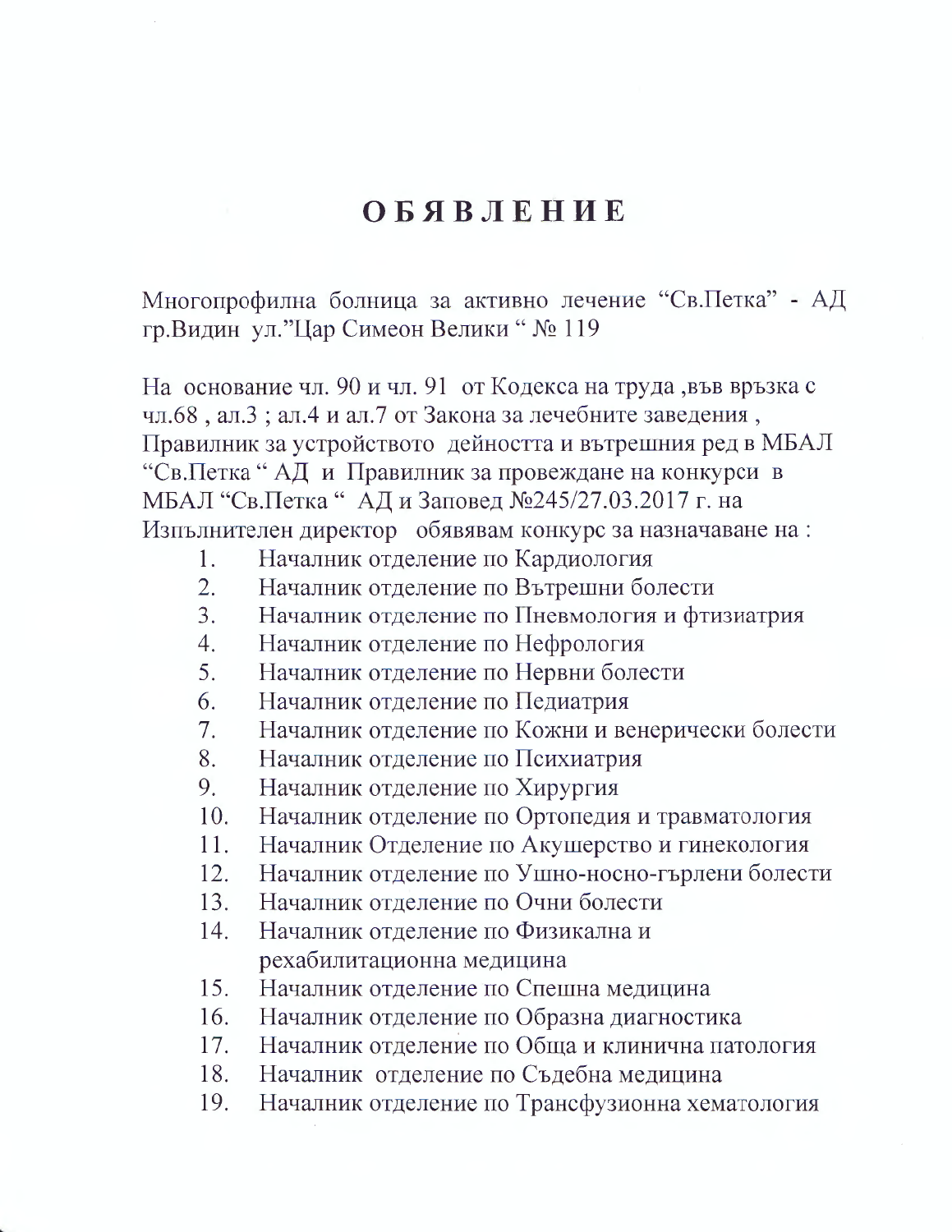# ОБЯВЛЕНИЕ

Многопрофилна болница за активно лечение “Св.Петка” - АД гр.Видин ул.”Цар Симеон Велики “ № 119

На основание чл. 90 и чл. 91 от Кодекса на труда ,във връзка с чл.68 , ал.3 ; ал.4 и ал.7 от Закона за лечебните заведения , Правилник за устройството дейността и вътрешния ред в МБАЛ “Св.Петка “ АД и Правилник за провеждане на конкурси в МБАЛ “Св.Петка “ АД и Заповед №245/27.03.2017 г. на Изпълнителен директор обявявам конкурс за назначаване на :

1. Началник отделение по Кардиология
2. Началник отделение по Вътрешни болести
3. Началник отделение по Пневмология и фтизиатрия
4. Началник отделение по Нефрология
5. Началник отделение по Нервни болести
6. Началник отделение по Педиатрия
7. Началник отделение по Кожни и венерически болести
8. Началник отделение по Психиатрия
9. Началник отделение по Хирургия
10. Началник отделение по Ортопедия и травматология
11. Началник Отделение по Акушерство и гинекология
12. Началник отделение по Ушно-носно-гърлени болести
13. Началник отделение по Очни болести
14. Началник отделение по Физикална и рехабилитационна медицина
15. Началник отделение по Спешна медицина
16. Началник отделение по Образна диагностика
17. Началник отделение по Обща и клинична патология
18. Началник отделение по Съдебна медицина
19. Началник отделение по Трансфузионна хематология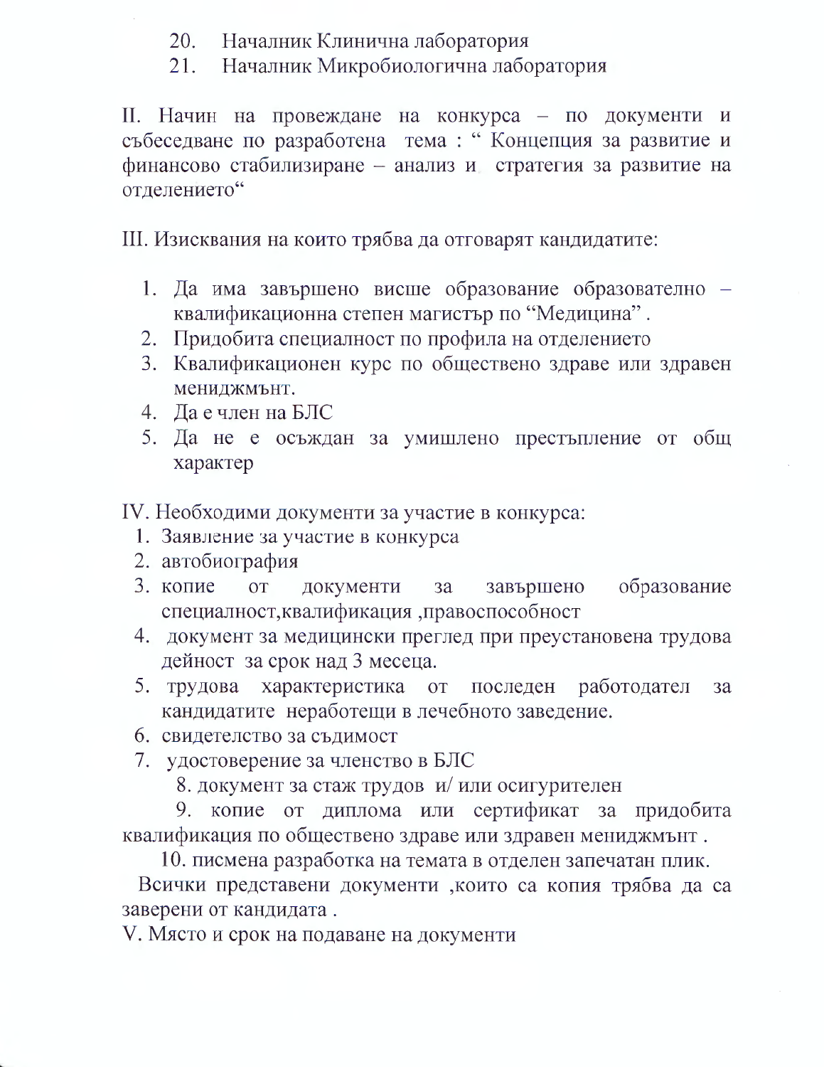20. Началник Клинична лаборатория
21. Началник Микробиологична лаборатория

II. Начин на провеждане на конкурса – по документи и събеседване по разработена тема : " Концепция за развитие и финансово стабилизиране – анализ и стратегия за развитие на отделението"

III. Изисквания на които трябва да отговарят кандидатите:

1. Да има завършено висше образование образователно – квалификационна степен магистър по "Медицина" .
2. Придобита специалност по профила на отделението
3. Квалификационен курс по обществено здраве или здравен мениджмънт.
4. Да е член на БЛС
5. Да не е осъждан за умишлено престъпление от общ характер

IV. Необходими документи за участие в конкурса:

1. Заявление за участие в конкурса
2. автобиография
3. копие от документи за завършено образование специалност,квалификация ,правоспособност
4. документ за медицински преглед при преустановена трудова дейност за срок над 3 месеца.
5. трудова характеристика от последен работодател за кандидатите неработещи в лечебното заведение.
6. свидетелство за съдимост
7. удостоверение за членство в БЛС
8. документ за стаж трудов и/ или осигурителен
9. копие от диплома или сертификат за придобита квалификация по обществено здраве или здравен мениджмънт .
10. писмена разработка на темата в отделен запечатан плик.

Всички представени документи ,които са копия трябва да са заверени от кандидата .

V. Място и срок на подаване на документи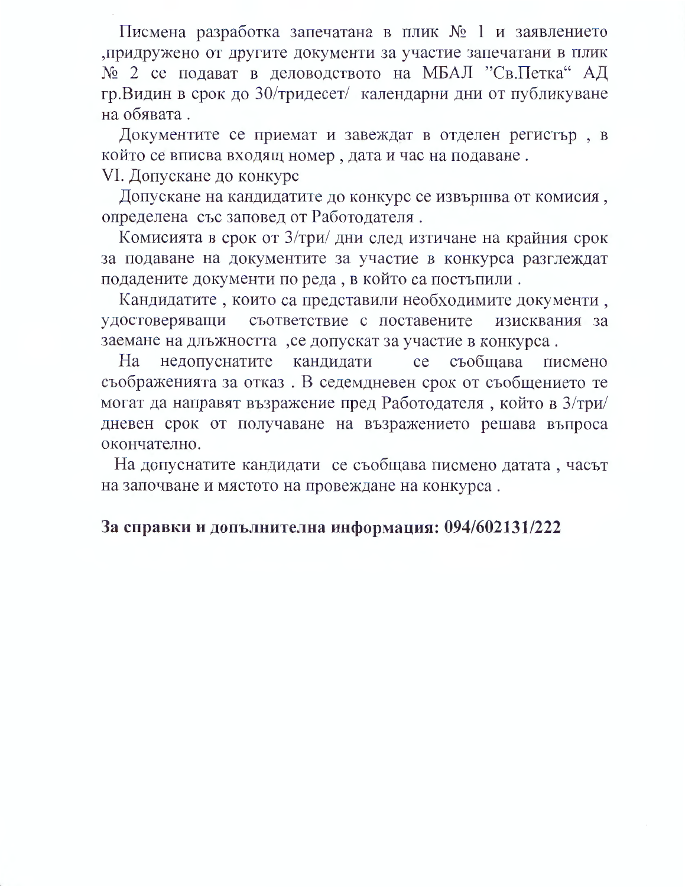Писмена разработка запечатана в плик № 1 и заявлението ,придружено от другите документи за участие запечатани в плик № 2 се подават в деловодството на МБАЛ "Св.Петка" АД гр.Видин в срок до 30/тридесет/ календарни дни от публикуване на обявата .

Документите се приемат и завеждат в отделен регистър , в който се вписва входящ номер , дата и час на подаване .

VI. Допускане до конкурс

Допускане на кандидатите до конкурс се извършва от комисия , определена със заповед от Работодателя .

Комисията в срок от 3/три/ дни след изтичане на крайния срок за подаване на документите за участие в конкурса разглеждат подадените документи по реда , в който са постъпили .

Кандидатите , които са представили необходимите документи , удостоверяващи съответствие с поставените изисквания за заемане на длъжността ,се допускат за участие в конкурса .

На недопуснатите кандидати се съобщава писмено съображенията за отказ . В седемдневен срок от съобщението те могат да направят възражение пред Работодателя , който в 3/три/ дневен срок от получаване на възражението решава въпроса окончателно.

На допуснатите кандидати се съобщава писмено датата , часът на започване и мястото на провеждане на конкурса .

**За справки и допълнителна информация: 094/602131/222**